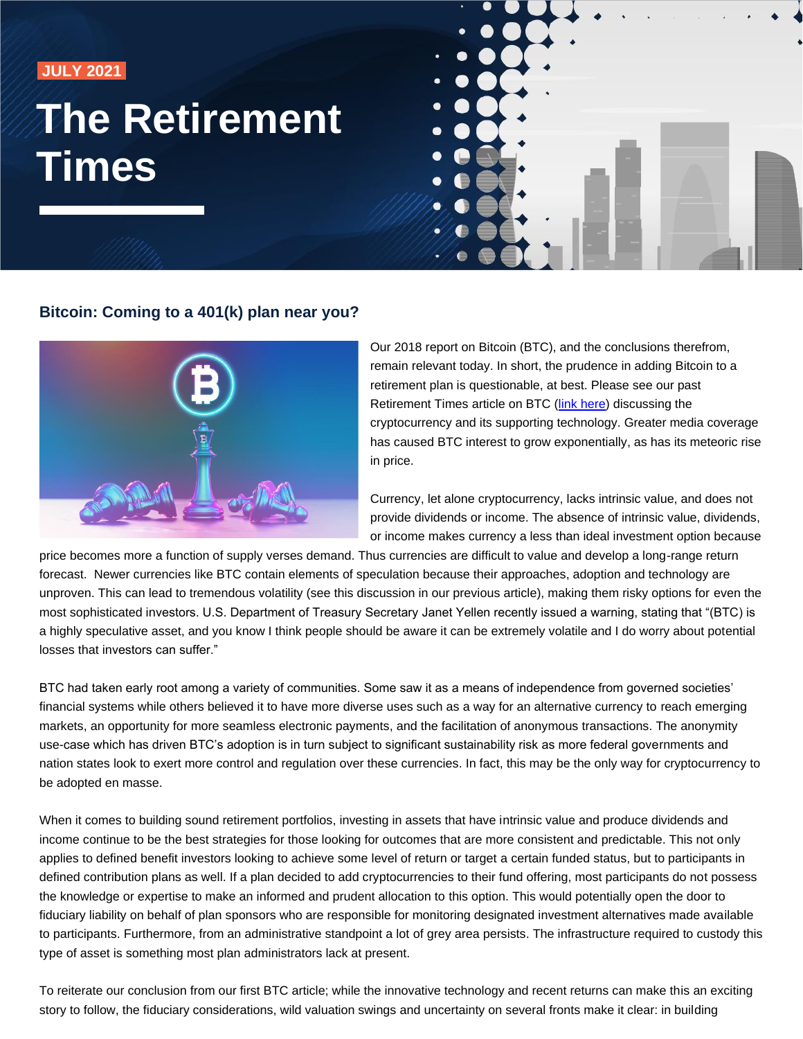JULY 2021

# The Retirement Times

## Bitcoin: Coming to a 401(k) plan near you?

Our 2018 report on Bitcoin (BTC), and the conclusions therefrom, remain relevant today. In short, the prudence in adding Bitcoin to a retirement plan is questionable, at best. Please see our past Retirement Times article on BTC (link here) discussing the cryptocurrency and its supporting technology. Greater media coverage has caused BTC interest to grow exponentially, as has its meteoric rise in price.

Currency, let alone cryptocurrency, lacks intrinsic value, and does not provide dividends or income. The absence of intrinsic value, dividends, or income makes currency a less than ideal investment option because price becomes more a function of supply verses demand. Thus currencies are difficult to value and develop a long-range return forecast. Newer currencies like BTC contain elements of speculation because their approaches, adoption and technology are unproven. This can lead to tremendous volatility (see this discussion in our previous article), making them risky options for even the most sophisticated investors. U.S. Department of Treasury Secretary Janet Yellen recently issued a warning, stating that "(BTC) is a highly speculative asset, and you know I think people should be aware it can be extremely volatile and I do worry about potential losses that investors can suffer."

BTC had taken early root among a variety of communities. Some saw it as a means of independence from governed societies' financial systems while others believed it to have more diverse uses such as a way for an alternative currency to reach emerging markets, an opportunity for more seamless electronic payments, and the facilitation of anonymous transactions. The anonymity use-case which has driven BTC's adoption is in turn subject to significant sustainability risk as more federal governments and nation states look to exert more control and regulation over these currencies. In fact, this may be the only way for cryptocurrency to be adopted en masse.

When it comes to building sound retirement portfolios, investing in assets that have intrinsic value and produce dividends and income continue to be the best strategies for those looking for outcomes that are more consistent and predictable. This not only applies to defined benefit investors looking to achieve some level of return or target a certain funded status, but to participants in defined contribution plans as well. If a plan decided to add cryptocurrencies to their fund offering, most participants do not possess the knowledge or expertise to make an informed and prudent allocation to this option. This would potentially open the door to fiduciary liability on behalf of plan sponsors who are responsible for monitoring designated investment alternatives made available to participants. Furthermore, from an administrative standpoint a lot of grey area persists. The infrastructure required to custody this type of asset is something most plan administrators lack at present.

To reiterate our conclusion from our first BTC article; while the innovative technology and recent returns can make this an exciting story to follow, the fiduciary considerations, wild valuation swings and uncertainty on several fronts make it clear: in building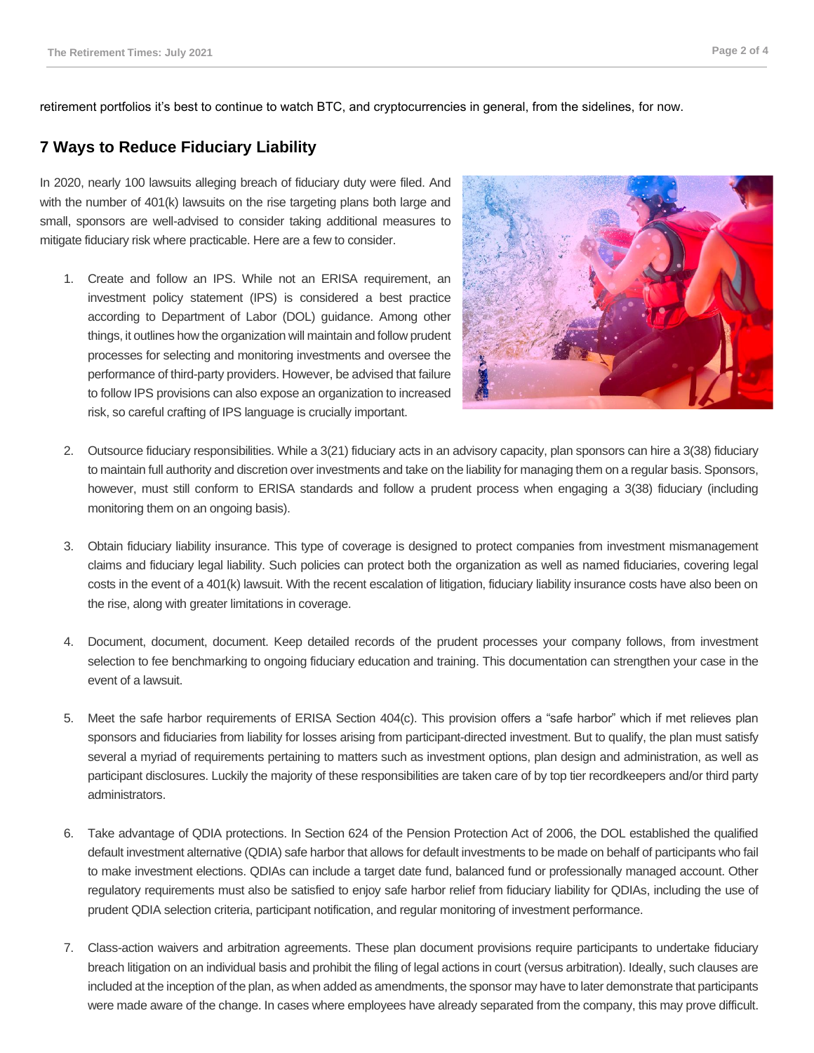retirement portfolios it's best to continue to watch BTC, and cryptocurrencies in general, from the sidelines, for now.

## 7 Ways to Reduce Fiduciary Liability

In 2020, nearly 100 lawsuits alleging breach of fiduciary duty were filed. And with the number of 401(k) lawsuits on the rise targeting plans both large and small, sponsors are well-advised to consider taking additional measures to mitigate fiduciary risk where practicable. Here are a few to consider.

1. Create and follow an IPS. While not an ERISA requirement, an investment policy statement (IPS) is considered a best practice according to Department of Labor (DOL) guidance. Among other things, it outlines how the organization will maintain and follow prudent processes for selecting and monitoring investments and oversee the performance of third-party providers. However, be advised that failure to follow IPS provisions can also expose an organization to increased risk, so careful crafting of IPS language is crucially important.

2. Outsource fiduciary responsibilities. While a 3(21) fiduciary acts in an advisory capacity, plan sponsors can hire a 3(38) fiduciary to maintain full authority and discretion over investments and take on the liability for managing them on a regular basis. Sponsors, however, must still conform to ERISA standards and follow a prudent process when engaging a 3(38) fiduciary (including monitoring them on an ongoing basis).

3. Obtain fiduciary liability insurance. This type of coverage is designed to protect companies from investment mismanagement claims and fiduciary legal liability. Such policies can protect both the organization as well as named fiduciaries, covering legal costs in the event of a 401(k) lawsuit. With the recent escalation of litigation, fiduciary liability insurance costs have also been on the rise, along with greater limitations in coverage.

4. Document, document, document. Keep detailed records of the prudent processes your company follows, from investment selection to fee benchmarking to ongoing fiduciary education and training. This documentation can strengthen your case in the event of a lawsuit.

5. Meet the safe harbor requirements of ERISA Section 404(c). This provision offers a "safe harbor" which if met relieves plan sponsors and fiduciaries from liability for losses arising from participant-directed investment. But to qualify, the plan must satisfy several a myriad of requirements pertaining to matters such as investment options, plan design and administration, as well as participant disclosures. Luckily the majority of these responsibilities are taken care of by top tier recordkeepers and/or third party administrators.

6. Take advantage of QDIA protections. In Section 624 of the Pension Protection Act of 2006, the DOL established the qualified default investment alternative (QDIA) safe harbor that allows for default investments to be made on behalf of participants who fail to make investment elections. QDIAs can include a target date fund, balanced fund or professionally managed account. Other regulatory requirements must also be satisfied to enjoy safe harbor relief from fiduciary liability for QDIAs, including the use of prudent QDIA selection criteria, participant notification, and regular monitoring of investment performance.

7. Class-action waivers and arbitration agreements. These plan document provisions require participants to undertake fiduciary breach litigation on an individual basis and prohibit the filing of legal actions in court (versus arbitration). Ideally, such clauses are included at the inception of the plan, as when added as amendments, the sponsor may have to later demonstrate that participants were made aware of the change. In cases where employees have already separated from the company, this may prove difficult.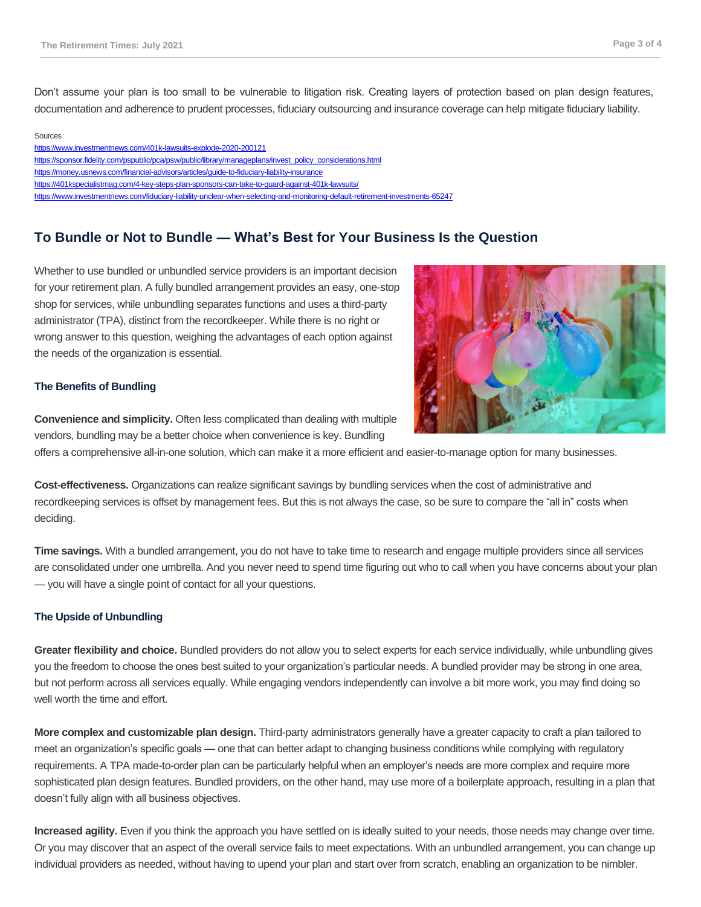Don't assume your plan is too small to be vulnerable to litigation risk. Creating layers of protection based on plan design features, documentation and adherence to prudent processes, fiduciary outsourcing and insurance coverage can help mitigate fiduciary liability.

Sources

https://www.investmentnews.com/401k-lawsuits-explode-2020-200121
https://sponsor.fidelity.com/pspublic/pca/psw/public/library/manageplans/invest_policy_considerations.html
https://money.usnews.com/financial-advisors/articles/guide-to-fiduciary-liability-insurance
https://401kspecialistmag.com/4-key-steps-plan-sponsors-can-take-to-guard-against-401k-lawsuits/
https://www.investmentnews.com/fiduciary-liability-unclear-when-selecting-and-monitoring-default-retirement-investments-65247

## To Bundle or Not to Bundle — What's Best for Your Business Is the Question

Whether to use bundled or unbundled service providers is an important decision for your retirement plan. A fully bundled arrangement provides an easy, one-stop shop for services, while unbundling separates functions and uses a third-party administrator (TPA), distinct from the recordkeeper. While there is no right or wrong answer to this question, weighing the advantages of each option against the needs of the organization is essential.

### The Benefits of Bundling

**Convenience and simplicity.** Often less complicated than dealing with multiple vendors, bundling may be a better choice when convenience is key. Bundling offers a comprehensive all-in-one solution, which can make it a more efficient and easier-to-manage option for many businesses.

**Cost-effectiveness.** Organizations can realize significant savings by bundling services when the cost of administrative and recordkeeping services is offset by management fees. But this is not always the case, so be sure to compare the "all in" costs when deciding.

**Time savings.** With a bundled arrangement, you do not have to take time to research and engage multiple providers since all services are consolidated under one umbrella. And you never need to spend time figuring out who to call when you have concerns about your plan — you will have a single point of contact for all your questions.

### The Upside of Unbundling

**Greater flexibility and choice.** Bundled providers do not allow you to select experts for each service individually, while unbundling gives you the freedom to choose the ones best suited to your organization's particular needs. A bundled provider may be strong in one area, but not perform across all services equally. While engaging vendors independently can involve a bit more work, you may find doing so well worth the time and effort.

**More complex and customizable plan design.** Third-party administrators generally have a greater capacity to craft a plan tailored to meet an organization's specific goals — one that can better adapt to changing business conditions while complying with regulatory requirements. A TPA made-to-order plan can be particularly helpful when an employer's needs are more complex and require more sophisticated plan design features. Bundled providers, on the other hand, may use more of a boilerplate approach, resulting in a plan that doesn't fully align with all business objectives.

**Increased agility.** Even if you think the approach you have settled on is ideally suited to your needs, those needs may change over time. Or you may discover that an aspect of the overall service fails to meet expectations. With an unbundled arrangement, you can change up individual providers as needed, without having to upend your plan and start over from scratch, enabling an organization to be nimbler.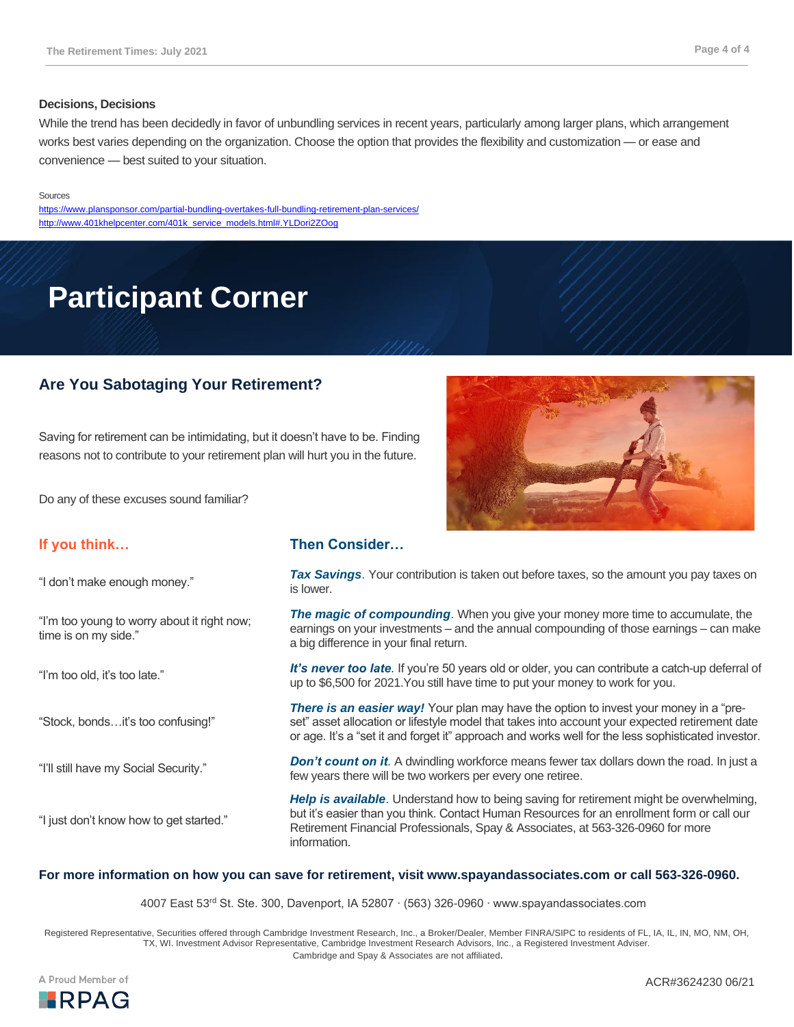**Decisions, Decisions**

While the trend has been decidedly in favor of unbundling services in recent years, particularly among larger plans, which arrangement works best varies depending on the organization. Choose the option that provides the flexibility and customization — or ease and convenience — best suited to your situation.

Sources
https://www.plansponsor.com/partial-bundling-overtakes-full-bundling-retirement-plan-services/
http://www.401khelpcenter.com/401k_service_models.html#.YLDori2ZOog

# Participant Corner

## Are You Sabotaging Your Retirement?

Saving for retirement can be intimidating, but it doesn't have to be. Finding reasons not to contribute to your retirement plan will hurt you in the future.

Do any of these excuses sound familiar?

| If you think… | Then Consider… |
| --- | --- |
| "I don't make enough money." | ***Tax Savings***. Your contribution is taken out before taxes, so the amount you pay taxes on is lower. |
| "I'm too young to worry about it right now; time is on my side." | ***The magic of compounding***. When you give your money more time to accumulate, the earnings on your investments – and the annual compounding of those earnings – can make a big difference in your final return. |
| "I'm too old, it's too late." | ***It's never too late***. If you're 50 years old or older, you can contribute a catch-up deferral of up to $6,500 for 2021.You still have time to put your money to work for you. |
| "Stock, bonds…it's too confusing!" | ***There is an easier way!*** Your plan may have the option to invest your money in a "pre-set" asset allocation or lifestyle model that takes into account your expected retirement date or age. It's a "set it and forget it" approach and works well for the less sophisticated investor. |
| "I'll still have my Social Security." | ***Don't count on it***. A dwindling workforce means fewer tax dollars down the road. In just a few years there will be two workers per every one retiree. |
| "I just don't know how to get started." | ***Help is available***. Understand how to being saving for retirement might be overwhelming, but it's easier than you think. Contact Human Resources for an enrollment form or call our Retirement Financial Professionals, Spay & Associates, at 563-326-0960 for more information. |

**For more information on how you can save for retirement, visit www.spayandassociates.com or call 563-326-0960.**

4007 East 53rd St. Ste. 300, Davenport, IA 52807 · (563) 326-0960 · www.spayandassociates.com

Registered Representative, Securities offered through Cambridge Investment Research, Inc., a Broker/Dealer, Member FINRA/SIPC to residents of FL, IA, IL, IN, MO, NM, OH, TX, WI. Investment Advisor Representative, Cambridge Investment Research Advisors, Inc., a Registered Investment Adviser.
Cambridge and Spay & Associates are not affiliated.

A Proud Member of RPAG

ACR#3624230 06/21